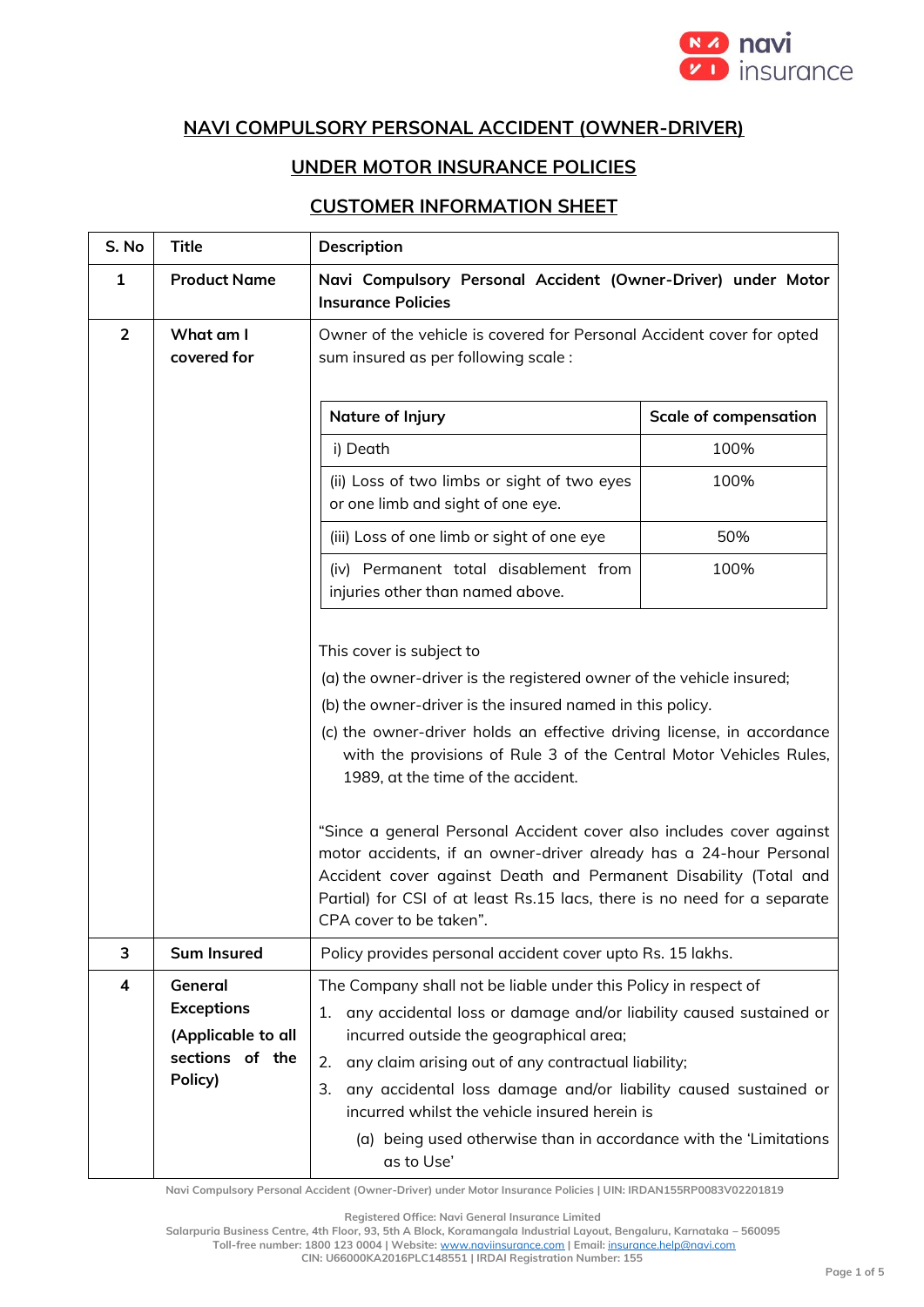# NAVI COMPULSORY PERSONAL ACCIDENT (OWNER-DRIVER)

## UNDER MOTOR INSURANCE POLICIES

## CUSTOMER INFORMATION SHEET

| S. No | Title | Description |
|---|---|---|
| 1 | **Product Name** | **Navi Compulsory Personal Accident (Owner-Driver) under Motor Insurance Policies** |
| 2 | **What am I covered for** | Owner of the vehicle is covered for Personal Accident cover for opted sum insured as per following scale :<br><br>**Nature of Injury** — **Scale of compensation**<br>i) Death — 100%<br>(ii) Loss of two limbs or sight of two eyes or one limb and sight of one eye. — 100%<br>(iii) Loss of one limb or sight of one eye — 50%<br>(iv) Permanent total disablement from injuries other than named above. — 100%<br><br>This cover is subject to<br>(a) the owner-driver is the registered owner of the vehicle insured;<br>(b) the owner-driver is the insured named in this policy.<br>(c) the owner-driver holds an effective driving license, in accordance with the provisions of Rule 3 of the Central Motor Vehicles Rules, 1989, at the time of the accident.<br><br>"Since a general Personal Accident cover also includes cover against motor accidents, if an owner-driver already has a 24-hour Personal Accident cover against Death and Permanent Disability (Total and Partial) for CSI of at least Rs.15 lacs, there is no need for a separate CPA cover to be taken". |
| 3 | **Sum Insured** | Policy provides personal accident cover upto Rs. 15 lakhs. |
| 4 | **General Exceptions (Applicable to all sections of the Policy)** | The Company shall not be liable under this Policy in respect of<br>1. any accidental loss or damage and/or liability caused sustained or incurred outside the geographical area;<br>2. any claim arising out of any contractual liability;<br>3. any accidental loss damage and/or liability caused sustained or incurred whilst the vehicle insured herein is<br>(a) being used otherwise than in accordance with the 'Limitations as to Use' |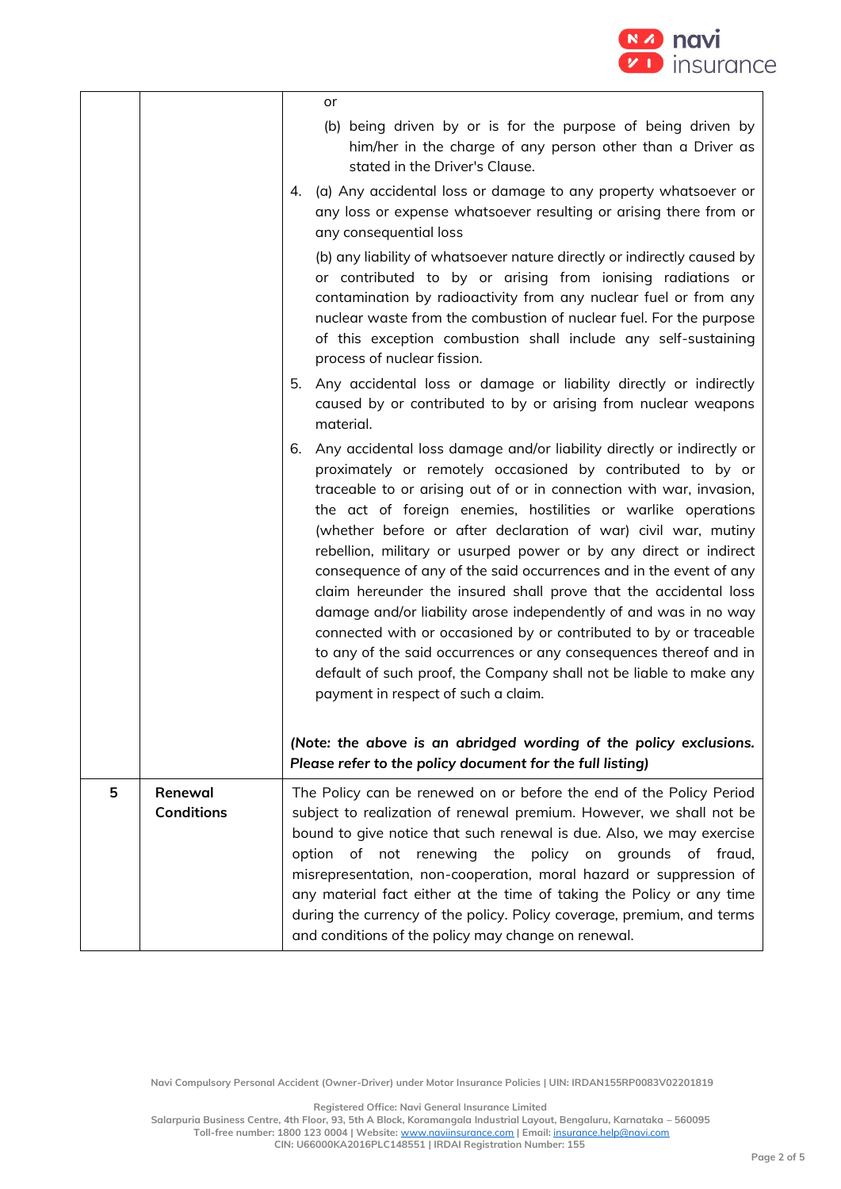| | | |
|---|---|---|
| | | or<br>(b) being driven by or is for the purpose of being driven by him/her in the charge of any person other than a Driver as stated in the Driver's Clause.<br>4. (a) Any accidental loss or damage to any property whatsoever or any loss or expense whatsoever resulting or arising there from or any consequential loss<br>(b) any liability of whatsoever nature directly or indirectly caused by or contributed to by or arising from ionising radiations or contamination by radioactivity from any nuclear fuel or from any nuclear waste from the combustion of nuclear fuel. For the purpose of this exception combustion shall include any self-sustaining process of nuclear fission.<br>5. Any accidental loss or damage or liability directly or indirectly caused by or contributed to by or arising from nuclear weapons material.<br>6. Any accidental loss damage and/or liability directly or indirectly or proximately or remotely occasioned by contributed to by or traceable to or arising out of or in connection with war, invasion, the act of foreign enemies, hostilities or warlike operations (whether before or after declaration of war) civil war, mutiny rebellion, military or usurped power or by any direct or indirect consequence of any of the said occurrences and in the event of any claim hereunder the insured shall prove that the accidental loss damage and/or liability arose independently of and was in no way connected with or occasioned by or contributed to by or traceable to any of the said occurrences or any consequences thereof and in default of such proof, the Company shall not be liable to make any payment in respect of such a claim.<br><br>***(Note: the above is an abridged wording of the policy exclusions. Please refer to the policy document for the full listing)*** |
| **5** | **Renewal Conditions** | The Policy can be renewed on or before the end of the Policy Period subject to realization of renewal premium. However, we shall not be bound to give notice that such renewal is due. Also, we may exercise option of not renewing the policy on grounds of fraud, misrepresentation, non-cooperation, moral hazard or suppression of any material fact either at the time of taking the Policy or any time during the currency of the policy. Policy coverage, premium, and terms and conditions of the policy may change on renewal. |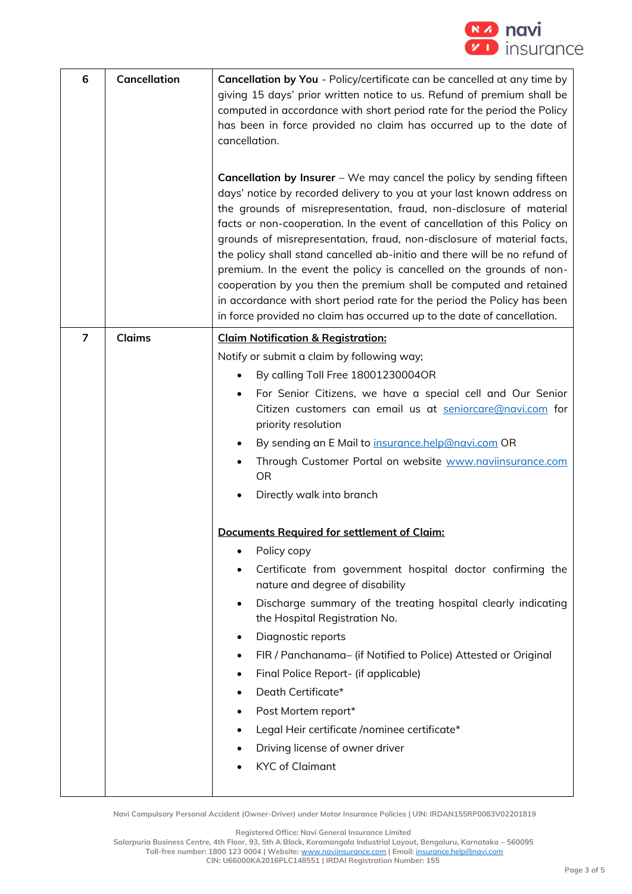| 6 | Cancellation | **Cancellation by You** - Policy/certificate can be cancelled at any time by giving 15 days' prior written notice to us. Refund of premium shall be computed in accordance with short period rate for the period the Policy has been in force provided no claim has occurred up to the date of cancellation.<br><br>**Cancellation by Insurer** – We may cancel the policy by sending fifteen days' notice by recorded delivery to you at your last known address on the grounds of misrepresentation, fraud, non-disclosure of material facts or non-cooperation. In the event of cancellation of this Policy on grounds of misrepresentation, fraud, non-disclosure of material facts, the policy shall stand cancelled ab-initio and there will be no refund of premium. In the event the policy is cancelled on the grounds of non-cooperation by you then the premium shall be computed and retained in accordance with short period rate for the period the Policy has been in force provided no claim has occurred up to the date of cancellation. |
|---|---|---|
| 7 | Claims | **Claim Notification & Registration:**<br>Notify or submit a claim by following way;<br>• By calling Toll Free 18001230004OR<br>• For Senior Citizens, we have a special cell and Our Senior Citizen customers can email us at seniorcare@navi.com for priority resolution<br>• By sending an E Mail to insurance.help@navi.com OR<br>• Through Customer Portal on website www.naviinsurance.com OR<br>• Directly walk into branch<br><br>**Documents Required for settlement of Claim:**<br>• Policy copy<br>• Certificate from government hospital doctor confirming the nature and degree of disability<br>• Discharge summary of the treating hospital clearly indicating the Hospital Registration No.<br>• Diagnostic reports<br>• FIR / Panchanama– (if Notified to Police) Attested or Original<br>• Final Police Report- (if applicable)<br>• Death Certificate*<br>• Post Mortem report*<br>• Legal Heir certificate /nominee certificate*<br>• Driving license of owner driver<br>• KYC of Claimant |

Navi Compulsory Personal Accident (Owner-Driver) under Motor Insurance Policies | UIN: IRDAN155RP0083V02201819

Registered Office: Navi General Insurance Limited
Salarpuria Business Centre, 4th Floor, 93, 5th A Block, Koramangala Industrial Layout, Bengaluru, Karnataka – 560095
Toll-free number: 1800 123 0004 | Website: www.naviinsurance.com | Email: insurance.help@navi.com
CIN: U66000KA2016PLC148551 | IRDAI Registration Number: 155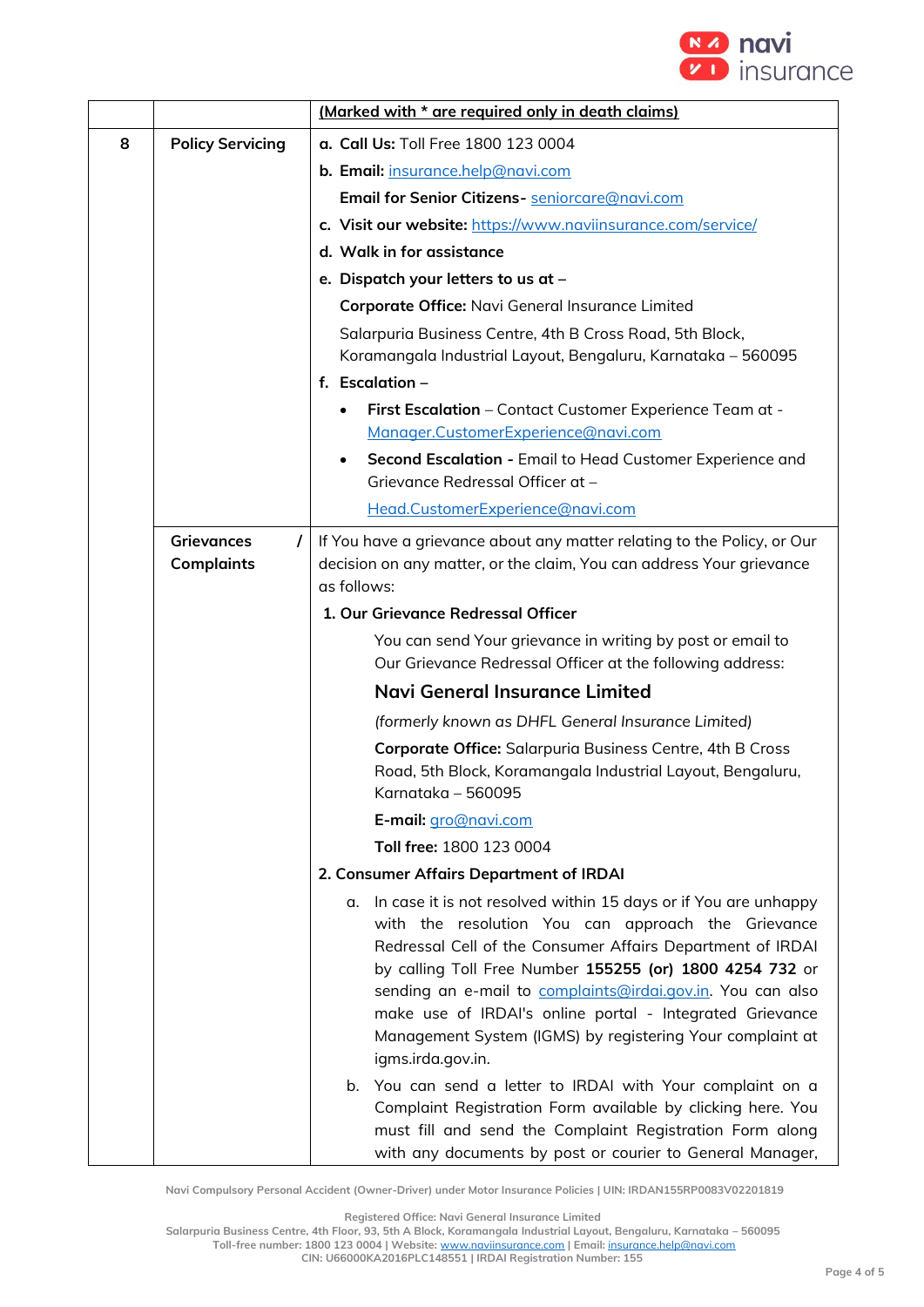| | | (Marked with * are required only in death claims) |
|---|---|---|
| 8 | **Policy Servicing** | **a. Call Us:** Toll Free 1800 123 0004<br>**b. Email:** insurance.help@navi.com<br>**Email for Senior Citizens-** seniorcare@navi.com<br>**c. Visit our website:** https://www.naviinsurance.com/service/<br>**d. Walk in for assistance**<br>**e. Dispatch your letters to us at –**<br>**Corporate Office:** Navi General Insurance Limited<br>Salarpuria Business Centre, 4th B Cross Road, 5th Block, Koramangala Industrial Layout, Bengaluru, Karnataka – 560095<br>**f. Escalation –**<br>• **First Escalation** – Contact Customer Experience Team at - Manager.CustomerExperience@navi.com<br>• **Second Escalation -** Email to Head Customer Experience and Grievance Redressal Officer at – Head.CustomerExperience@navi.com |
| | **Grievances / Complaints** | If You have a grievance about any matter relating to the Policy, or Our decision on any matter, or the claim, You can address Your grievance as follows:<br>**1. Our Grievance Redressal Officer**<br>You can send Your grievance in writing by post or email to Our Grievance Redressal Officer at the following address:<br>**Navi General Insurance Limited**<br>*(formerly known as DHFL General Insurance Limited)*<br>**Corporate Office:** Salarpuria Business Centre, 4th B Cross Road, 5th Block, Koramangala Industrial Layout, Bengaluru, Karnataka – 560095<br>**E-mail:** gro@navi.com<br>**Toll free:** 1800 123 0004<br>**2. Consumer Affairs Department of IRDAI**<br>a. In case it is not resolved within 15 days or if You are unhappy with the resolution You can approach the Grievance Redressal Cell of the Consumer Affairs Department of IRDAI by calling Toll Free Number **155255 (or) 1800 4254 732** or sending an e-mail to complaints@irdai.gov.in. You can also make use of IRDAI's online portal - Integrated Grievance Management System (IGMS) by registering Your complaint at igms.irda.gov.in.<br>b. You can send a letter to IRDAI with Your complaint on a Complaint Registration Form available by clicking here. You must fill and send the Complaint Registration Form along with any documents by post or courier to General Manager, |

Navi Compulsory Personal Accident (Owner-Driver) under Motor Insurance Policies | UIN: IRDAN155RP0083V02201819

Registered Office: Navi General Insurance Limited
Salarpuria Business Centre, 4th Floor, 93, 5th A Block, Koramangala Industrial Layout, Bengaluru, Karnataka – 560095
Toll-free number: 1800 123 0004 | Website: www.naviinsurance.com | Email: insurance.help@navi.com
CIN: U66000KA2016PLC148551 | IRDAI Registration Number: 155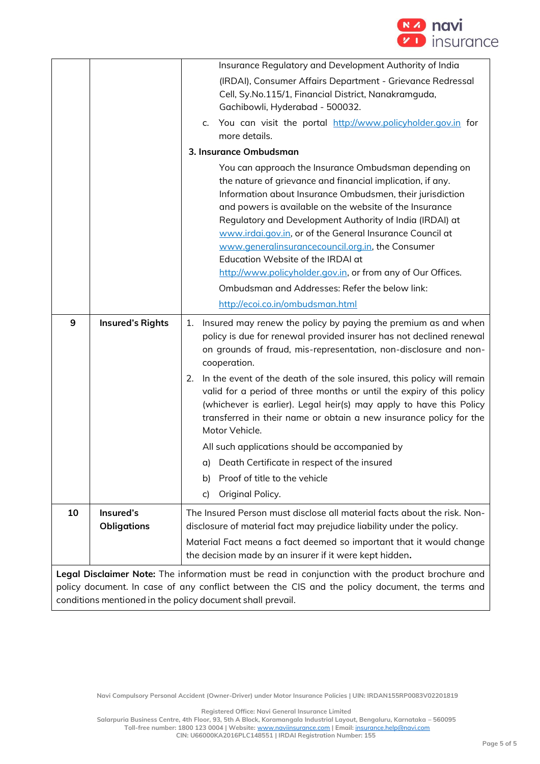| | | |
|---|---|---|
| | | Insurance Regulatory and Development Authority of India (IRDAI), Consumer Affairs Department - Grievance Redressal Cell, Sy.No.115/1, Financial District, Nanakramguda, Gachibowli, Hyderabad - 500032.<br>c. You can visit the portal http://www.policyholder.gov.in for more details.<br>**3. Insurance Ombudsman**<br>You can approach the Insurance Ombudsman depending on the nature of grievance and financial implication, if any. Information about Insurance Ombudsmen, their jurisdiction and powers is available on the website of the Insurance Regulatory and Development Authority of India (IRDAI) at www.irdai.gov.in, or of the General Insurance Council at www.generalinsurancecouncil.org.in, the Consumer Education Website of the IRDAI at http://www.policyholder.gov.in, or from any of Our Offices.<br>Ombudsman and Addresses: Refer the below link:<br>http://ecoi.co.in/ombudsman.html |
| 9 | **Insured's Rights** | 1. Insured may renew the policy by paying the premium as and when policy is due for renewal provided insurer has not declined renewal on grounds of fraud, mis-representation, non-disclosure and non-cooperation.<br>2. In the event of the death of the sole insured, this policy will remain valid for a period of three months or until the expiry of this policy (whichever is earlier). Legal heir(s) may apply to have this Policy transferred in their name or obtain a new insurance policy for the Motor Vehicle.<br>All such applications should be accompanied by<br>a) Death Certificate in respect of the insured<br>b) Proof of title to the vehicle<br>c) Original Policy. |
| 10 | **Insured's Obligations** | The Insured Person must disclose all material facts about the risk. Non-disclosure of material fact may prejudice liability under the policy.<br>Material Fact means a fact deemed so important that it would change the decision made by an insurer if it were kept hidden. |

**Legal Disclaimer Note:** The information must be read in conjunction with the product brochure and policy document. In case of any conflict between the CIS and the policy document, the terms and conditions mentioned in the policy document shall prevail.

Navi Compulsory Personal Accident (Owner-Driver) under Motor Insurance Policies | UIN: IRDAN155RP0083V02201819

Registered Office: Navi General Insurance Limited
Salarpuria Business Centre, 4th Floor, 93, 5th A Block, Koramangala Industrial Layout, Bengaluru, Karnataka – 560095
Toll-free number: 1800 123 0004 | Website: www.naviinsurance.com | Email: insurance.help@navi.com
CIN: U66000KA2016PLC148551 | IRDAI Registration Number: 155